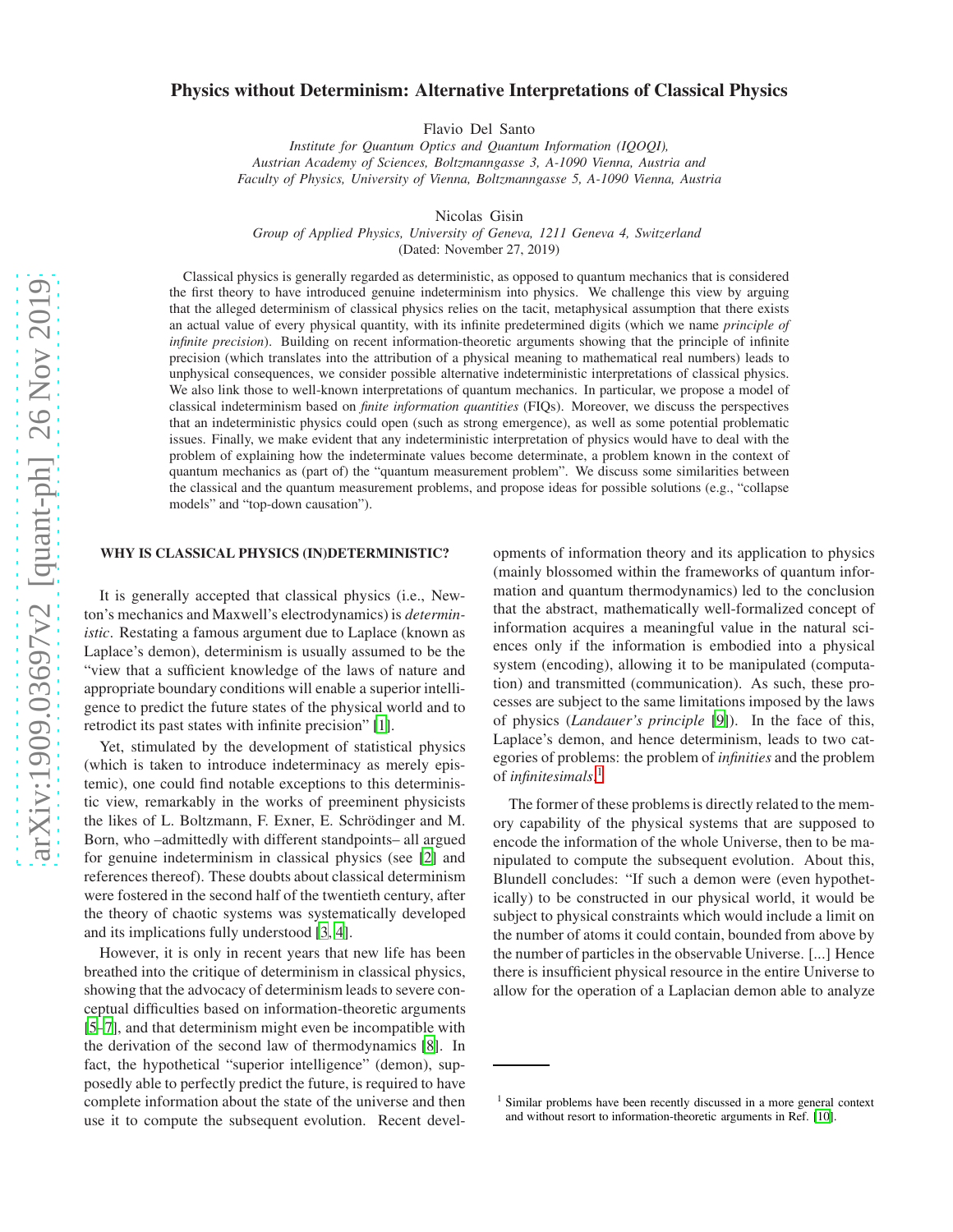# Physics without Determinism: Alternative Interpretations of Classical Physics

Flavio Del Santo

*Institute for Quantum Optics and Quantum Information (IQOQI), Austrian Academy of Sciences, Boltzmanngasse 3, A-1090 Vienna, Austria and Faculty of Physics, University of Vienna, Boltzmanngasse 5, A-1090 Vienna, Austria*

Nicolas Gisin

*Group of Applied Physics, University of Geneva, 1211 Geneva 4, Switzerland*

(Dated: November 27, 2019)

Classical physics is generally regarded as deterministic, as opposed to quantum mechanics that is considered the first theory to have introduced genuine indeterminism into physics. We challenge this view by arguing that the alleged determinism of classical physics relies on the tacit, metaphysical assumption that there exists an actual value of every physical quantity, with its infinite predetermined digits (which we name *principle of infinite precision*). Building on recent information-theoretic arguments showing that the principle of infinite precision (which translates into the attribution of a physical meaning to mathematical real numbers) leads to unphysical consequences, we consider possible alternative indeterministic interpretations of classical physics. We also link those to well-known interpretations of quantum mechanics. In particular, we propose a model of classical indeterminism based on *finite information quantities* (FIQs). Moreover, we discuss the perspectives that an indeterministic physics could open (such as strong emergence), as well as some potential problematic issues. Finally, we make evident that any indeterministic interpretation of physics would have to deal with the problem of explaining how the indeterminate values become determinate, a problem known in the context of quantum mechanics as (part of) the "quantum measurement problem". We discuss some similarities between the classical and the quantum measurement problems, and propose ideas for possible solutions (e.g., "collapse models" and "top-down causation").

## WHY IS CLASSICAL PHYSICS (IN)DETERMINISTIC?

It is generally accepted that classical physics (i.e., Newton's mechanics and Maxwell's electrodynamics) is *deterministic*. Restating a famous argument due to Laplace (known as Laplace's demon), determinism is usually assumed to be the "view that a sufficient knowledge of the laws of nature and appropriate boundary conditions will enable a superior intelligence to predict the future states of the physical world and to retrodict its past states with infinite precision" [1].

Yet, stimulated by the development of statistical physics (which is taken to introduce indeterminacy as merely epistemic), one could find notable exceptions to this deterministic view, remarkably in the works of preeminent physicists the likes of L. Boltzmann, F. Exner, E. Schrödinger and M. Born, who –admittedly with different standpoints– all argued for genuine indeterminism in classical physics (see [2] and references thereof). These doubts about classical determinism were fostered in the second half of the twentieth century, after the theory of chaotic systems was systematically developed and its implications fully understood [3, 4].

However, it is only in recent years that new life has been breathed into the critique of determinism in classical physics, showing that the advocacy of determinism leads to severe conceptual difficulties based on information-theoretic arguments [5–7], and that determinism might even be incompatible with the derivation of the second law of thermodynamics [8]. In fact, the hypothetical "superior intelligence" (demon), supposedly able to perfectly predict the future, is required to have complete information about the state of the universe and then use it to compute the subsequent evolution. Recent developments of information theory and its application to physics (mainly blossomed within the frameworks of quantum information and quantum thermodynamics) led to the conclusion that the abstract, mathematically well-formalized concept of information acquires a meaningful value in the natural sciences only if the information is embodied into a physical system (encoding), allowing it to be manipulated (computation) and transmitted (communication). As such, these processes are subject to the same limitations imposed by the laws of physics (*Landauer's principle* [9]). In the face of this, Laplace's demon, and hence determinism, leads to two categories of problems: the problem of *infinities* and the problem of *infinitesimals*.[1]

The former of these problems is directly related to the memory capability of the physical systems that are supposed to encode the information of the whole Universe, then to be manipulated to compute the subsequent evolution. About this, Blundell concludes: "If such a demon were (even hypothetically) to be constructed in our physical world, it would be subject to physical constraints which would include a limit on the number of atoms it could contain, bounded from above by the number of particles in the observable Universe. [...] Hence there is insufficient physical resource in the entire Universe to allow for the operation of a Laplacian demon able to analyze

[1] Similar problems have been recently discussed in a more general context and without resort to information-theoretic arguments in Ref. [10].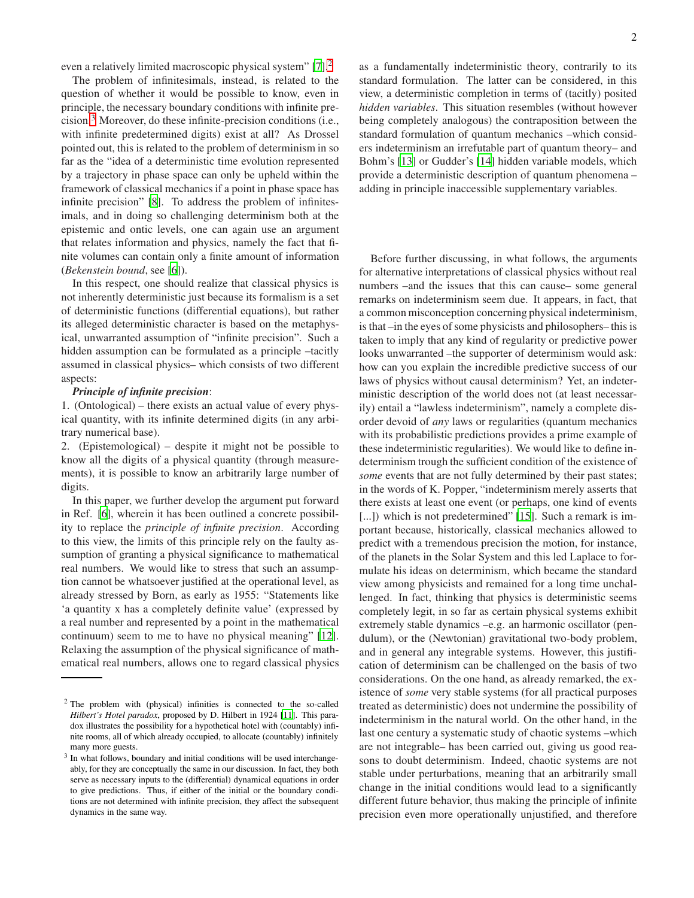even a relatively limited macroscopic physical system" [7].[2]

The problem of infinitesimals, instead, is related to the question of whether it would be possible to know, even in principle, the necessary boundary conditions with infinite precision.[3] Moreover, do these infinite-precision conditions (i.e., with infinite predetermined digits) exist at all? As Drossel pointed out, this is related to the problem of determinism in so far as the "idea of a deterministic time evolution represented by a trajectory in phase space can only be upheld within the framework of classical mechanics if a point in phase space has infinite precision" [8]. To address the problem of infinitesimals, and in doing so challenging determinism both at the epistemic and ontic levels, one can again use an argument that relates information and physics, namely the fact that finite volumes can contain only a finite amount of information (*Bekenstein bound*, see [6]).

In this respect, one should realize that classical physics is not inherently deterministic just because its formalism is a set of deterministic functions (differential equations), but rather its alleged deterministic character is based on the metaphysical, unwarranted assumption of "infinite precision". Such a hidden assumption can be formulated as a principle –tacitly assumed in classical physics– which consists of two different aspects:

***Principle of infinite precision***:

1. (Ontological) – there exists an actual value of every physical quantity, with its infinite determined digits (in any arbitrary numerical base).

2. (Epistemological) – despite it might not be possible to know all the digits of a physical quantity (through measurements), it is possible to know an arbitrarily large number of digits.

In this paper, we further develop the argument put forward in Ref. [6], wherein it has been outlined a concrete possibility to replace the *principle of infinite precision*. According to this view, the limits of this principle rely on the faulty assumption of granting a physical significance to mathematical real numbers. We would like to stress that such an assumption cannot be whatsoever justified at the operational level, as already stressed by Born, as early as 1955: "Statements like 'a quantity x has a completely definite value' (expressed by a real number and represented by a point in the mathematical continuum) seem to me to have no physical meaning" [12]. Relaxing the assumption of the physical significance of mathematical real numbers, allows one to regard classical physics as a fundamentally indeterministic theory, contrarily to its standard formulation. The latter can be considered, in this view, a deterministic completion in terms of (tacitly) posited *hidden variables*. This situation resembles (without however being completely analogous) the contraposition between the standard formulation of quantum mechanics –which considers indeterminism an irrefutable part of quantum theory– and Bohm's [13] or Gudder's [14] hidden variable models, which provide a deterministic description of quantum phenomena –adding in principle inaccessible supplementary variables.

Before further discussing, in what follows, the arguments for alternative interpretations of classical physics without real numbers –and the issues that this can cause– some general remarks on indeterminism seem due. It appears, in fact, that a common misconception concerning physical indeterminism, is that –in the eyes of some physicists and philosophers– this is taken to imply that any kind of regularity or predictive power looks unwarranted –the supporter of determinism would ask: how can you explain the incredible predictive success of our laws of physics without causal determinism? Yet, an indeterministic description of the world does not (at least necessarily) entail a "lawless indeterminism", namely a complete disorder devoid of *any* laws or regularities (quantum mechanics with its probabilistic predictions provides a prime example of these indeterministic regularities). We would like to define indeterminism trough the sufficient condition of the existence of *some* events that are not fully determined by their past states; in the words of K. Popper, "indeterminism merely asserts that there exists at least one event (or perhaps, one kind of events [...]) which is not predetermined" [15]. Such a remark is important because, historically, classical mechanics allowed to predict with a tremendous precision the motion, for instance, of the planets in the Solar System and this led Laplace to formulate his ideas on determinism, which became the standard view among physicists and remained for a long time unchallenged. In fact, thinking that physics is deterministic seems completely legit, in so far as certain physical systems exhibit extremely stable dynamics –e.g. an harmonic oscillator (pendulum), or the (Newtonian) gravitational two-body problem, and in general any integrable systems. However, this justification of determinism can be challenged on the basis of two considerations. On the one hand, as already remarked, the existence of *some* very stable systems (for all practical purposes treated as deterministic) does not undermine the possibility of indeterminism in the natural world. On the other hand, in the last one century a systematic study of chaotic systems –which are not integrable– has been carried out, giving us good reasons to doubt determinism. Indeed, chaotic systems are not stable under perturbations, meaning that an arbitrarily small change in the initial conditions would lead to a significantly different future behavior, thus making the principle of infinite precision even more operationally unjustified, and therefore

---

[2] The problem with (physical) infinities is connected to the so-called *Hilbert's Hotel paradox*, proposed by D. Hilbert in 1924 [11]. This paradox illustrates the possibility for a hypothetical hotel with (countably) infinite rooms, all of which already occupied, to allocate (countably) infinitely many more guests.

[3] In what follows, boundary and initial conditions will be used interchangeably, for they are conceptually the same in our discussion. In fact, they both serve as necessary inputs to the (differential) dynamical equations in order to give predictions. Thus, if either of the initial or the boundary conditions are not determined with infinite precision, they affect the subsequent dynamics in the same way.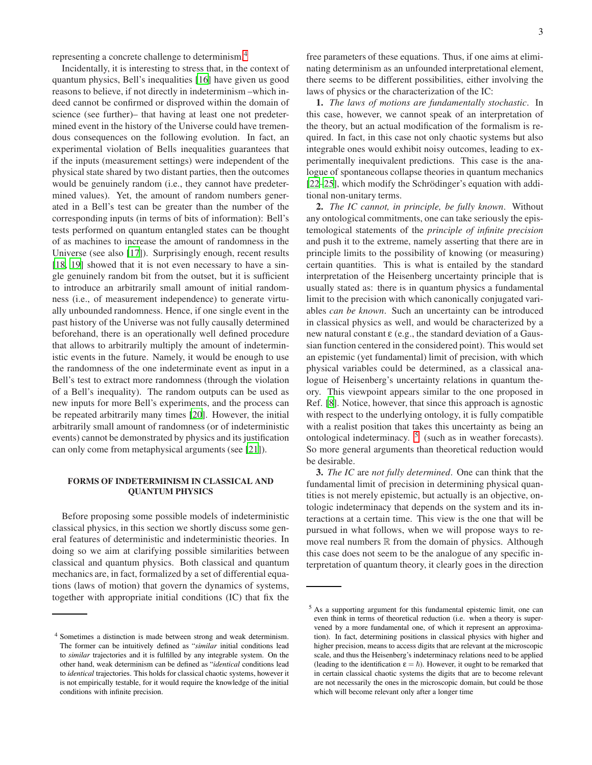representing a concrete challenge to determinism.[4]

Incidentally, it is interesting to stress that, in the context of quantum physics, Bell's inequalities [16] have given us good reasons to believe, if not directly in indeterminism –which indeed cannot be confirmed or disproved within the domain of science (see further)– that having at least one not predetermined event in the history of the Universe could have tremendous consequences on the following evolution. In fact, an experimental violation of Bells inequalities guarantees that if the inputs (measurement settings) were independent of the physical state shared by two distant parties, then the outcomes would be genuinely random (i.e., they cannot have predetermined values). Yet, the amount of random numbers generated in a Bell's test can be greater than the number of the corresponding inputs (in terms of bits of information): Bell's tests performed on quantum entangled states can be thought of as machines to increase the amount of randomness in the Universe (see also [17]). Surprisingly enough, recent results [18, 19] showed that it is not even necessary to have a single genuinely random bit from the outset, but it is sufficient to introduce an arbitrarily small amount of initial randomness (i.e., of measurement independence) to generate virtually unbounded randomness. Hence, if one single event in the past history of the Universe was not fully causally determined beforehand, there is an operationally well defined procedure that allows to arbitrarily multiply the amount of indeterministic events in the future. Namely, it would be enough to use the randomness of the one indeterminate event as input in a Bell's test to extract more randomness (through the violation of a Bell's inequality). The random outputs can be used as new inputs for more Bell's experiments, and the process can be repeated arbitrarily many times [20]. However, the initial arbitrarily small amount of randomness (or of indeterministic events) cannot be demonstrated by physics and its justification can only come from metaphysical arguments (see [21]).

## FORMS OF INDETERMINISM IN CLASSICAL AND QUANTUM PHYSICS

Before proposing some possible models of indeterministic classical physics, in this section we shortly discuss some general features of deterministic and indeterministic theories. In doing so we aim at clarifying possible similarities between classical and quantum physics. Both classical and quantum mechanics are, in fact, formalized by a set of differential equations (laws of motion) that govern the dynamics of systems, together with appropriate initial conditions (IC) that fix the free parameters of these equations. Thus, if one aims at eliminating determinism as an unfounded interpretational element, there seems to be different possibilities, either involving the laws of physics or the characterization of the IC:

**1.** *The laws of motions are fundamentally stochastic*. In this case, however, we cannot speak of an interpretation of the theory, but an actual modification of the formalism is required. In fact, in this case not only chaotic systems but also integrable ones would exhibit noisy outcomes, leading to experimentally inequivalent predictions. This case is the analogue of spontaneous collapse theories in quantum mechanics [22–25], which modify the Schrödinger's equation with additional non-unitary terms.

**2.** *The IC cannot, in principle, be fully known*. Without any ontological commitments, one can take seriously the epistemological statements of the *principle of infinite precision* and push it to the extreme, namely asserting that there are in principle limits to the possibility of knowing (or measuring) certain quantities. This is what is entailed by the standard interpretation of the Heisenberg uncertainty principle that is usually stated as: there is in quantum physics a fundamental limit to the precision with which canonically conjugated variables *can be known*. Such an uncertainty can be introduced in classical physics as well, and would be characterized by a new natural constant $\varepsilon$ (e.g., the standard deviation of a Gaussian function centered in the considered point). This would set an epistemic (yet fundamental) limit of precision, with which physical variables could be determined, as a classical analogue of Heisenberg's uncertainty relations in quantum theory. This viewpoint appears similar to the one proposed in Ref. [8]. Notice, however, that since this approach is agnostic with respect to the underlying ontology, it is fully compatible with a realist position that takes this uncertainty as being an ontological indeterminacy. [5] (such as in weather forecasts). So more general arguments than theoretical reduction would be desirable.

**3.** *The IC are not fully determined*. One can think that the fundamental limit of precision in determining physical quantities is not merely epistemic, but actually is an objective, ontologic indeterminacy that depends on the system and its interactions at a certain time. This view is the one that will be pursued in what follows, when we will propose ways to remove real numbers $\mathbb{R}$ from the domain of physics. Although this case does not seem to be the analogue of any specific interpretation of quantum theory, it clearly goes in the direction

---

[4] Sometimes a distinction is made between strong and weak determinism. The former can be intuitively defined as "*similar* initial conditions lead to *similar* trajectories and it is fulfilled by any integrable system. On the other hand, weak determinism can be defined as "*identical* conditions lead to *identical* trajectories. This holds for classical chaotic systems, however it is not empirically testable, for it would require the knowledge of the initial conditions with infinite precision.

[5] As a supporting argument for this fundamental epistemic limit, one can even think in terms of theoretical reduction (i.e. when a theory is supervened by a more fundamental one, of which it represent an approximation). In fact, determining positions in classical physics with higher and higher precision, means to access digits that are relevant at the microscopic scale, and thus the Heisenberg's indeterminacy relations need to be applied (leading to the identification $\varepsilon = \hbar$). However, it ought to be remarked that in certain classical chaotic systems the digits that are to become relevant are not necessarily the ones in the microscopic domain, but could be those which will become relevant only after a longer time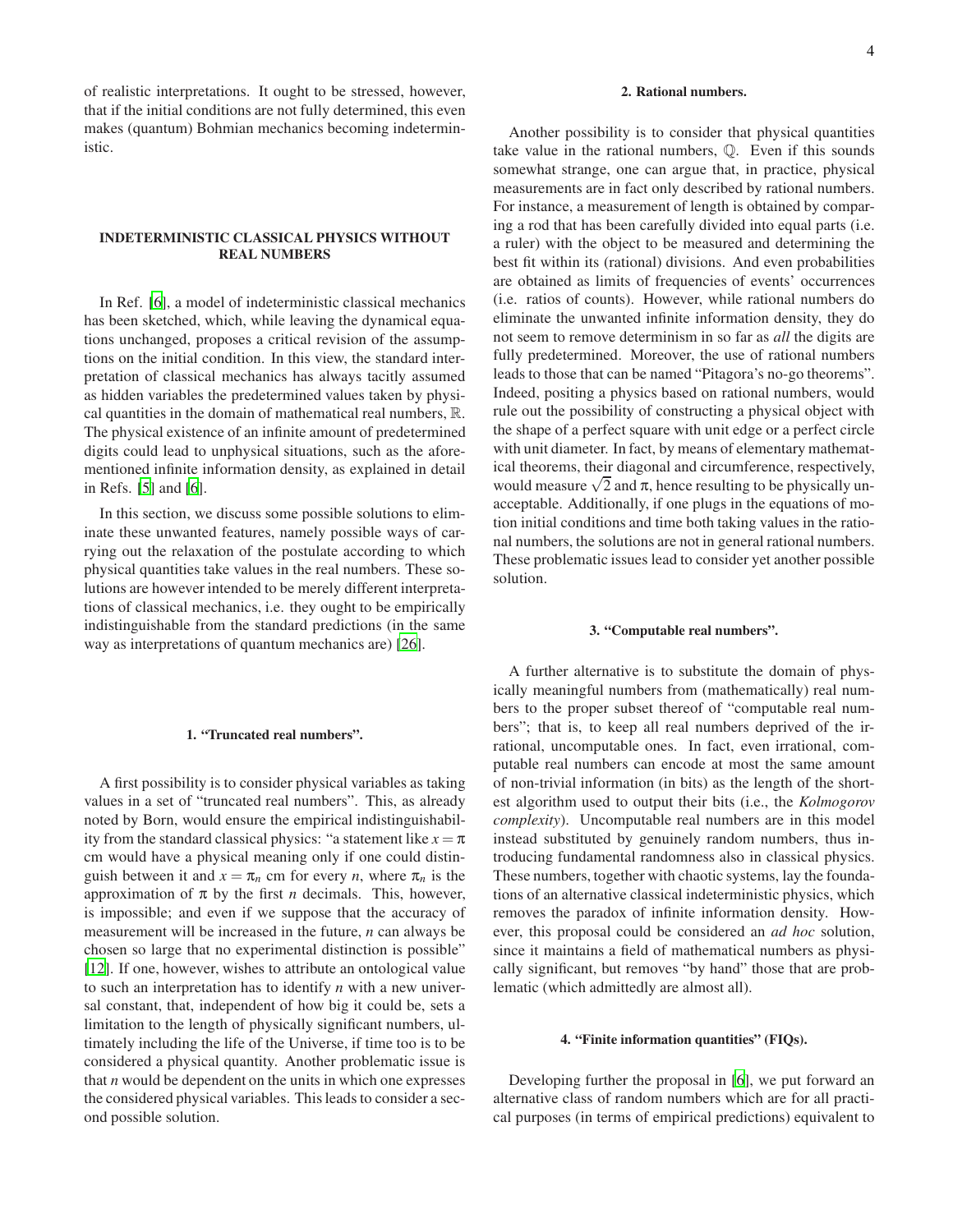of realistic interpretations. It ought to be stressed, however, that if the initial conditions are not fully determined, this even makes (quantum) Bohmian mechanics becoming indeterministic.

## INDETERMINISTIC CLASSICAL PHYSICS WITHOUT REAL NUMBERS

In Ref. [6], a model of indeterministic classical mechanics has been sketched, which, while leaving the dynamical equations unchanged, proposes a critical revision of the assumptions on the initial condition. In this view, the standard interpretation of classical mechanics has always tacitly assumed as hidden variables the predetermined values taken by physical quantities in the domain of mathematical real numbers, $\mathbb{R}$. The physical existence of an infinite amount of predetermined digits could lead to unphysical situations, such as the aforementioned infinite information density, as explained in detail in Refs. [5] and [6].

In this section, we discuss some possible solutions to eliminate these unwanted features, namely possible ways of carrying out the relaxation of the postulate according to which physical quantities take values in the real numbers. These solutions are however intended to be merely different interpretations of classical mechanics, i.e. they ought to be empirically indistinguishable from the standard predictions (in the same way as interpretations of quantum mechanics are) [26].

### 1. "Truncated real numbers".

A first possibility is to consider physical variables as taking values in a set of "truncated real numbers". This, as already noted by Born, would ensure the empirical indistinguishability from the standard classical physics: "a statement like $x = \pi$ cm would have a physical meaning only if one could distinguish between it and $x = \pi_n$ cm for every $n$, where $\pi_n$ is the approximation of $\pi$ by the first $n$ decimals. This, however, is impossible; and even if we suppose that the accuracy of measurement will be increased in the future, $n$ can always be chosen so large that no experimental distinction is possible" [12]. If one, however, wishes to attribute an ontological value to such an interpretation has to identify $n$ with a new universal constant, that, independent of how big it could be, sets a limitation to the length of physically significant numbers, ultimately including the life of the Universe, if time too is to be considered a physical quantity. Another problematic issue is that $n$ would be dependent on the units in which one expresses the considered physical variables. This leads to consider a second possible solution.

### 2. Rational numbers.

Another possibility is to consider that physical quantities take value in the rational numbers, $\mathbb{Q}$. Even if this sounds somewhat strange, one can argue that, in practice, physical measurements are in fact only described by rational numbers. For instance, a measurement of length is obtained by comparing a rod that has been carefully divided into equal parts (i.e. a ruler) with the object to be measured and determining the best fit within its (rational) divisions. And even probabilities are obtained as limits of frequencies of events' occurrences (i.e. ratios of counts). However, while rational numbers do eliminate the unwanted infinite information density, they do not seem to remove determinism in so far as *all* the digits are fully predetermined. Moreover, the use of rational numbers leads to those that can be named "Pitagora's no-go theorems". Indeed, positing a physics based on rational numbers, would rule out the possibility of constructing a physical object with the shape of a perfect square with unit edge or a perfect circle with unit diameter. In fact, by means of elementary mathematical theorems, their diagonal and circumference, respectively, would measure $\sqrt{2}$ and $\pi$, hence resulting to be physically unacceptable. Additionally, if one plugs in the equations of motion initial conditions and time both taking values in the rational numbers, the solutions are not in general rational numbers. These problematic issues lead to consider yet another possible solution.

### 3. "Computable real numbers".

A further alternative is to substitute the domain of physically meaningful numbers from (mathematically) real numbers to the proper subset thereof of "computable real numbers"; that is, to keep all real numbers deprived of the irrational, uncomputable ones. In fact, even irrational, computable real numbers can encode at most the same amount of non-trivial information (in bits) as the length of the shortest algorithm used to output their bits (i.e., the *Kolmogorov complexity*). Uncomputable real numbers are in this model instead substituted by genuinely random numbers, thus introducing fundamental randomness also in classical physics. These numbers, together with chaotic systems, lay the foundations of an alternative classical indeterministic physics, which removes the paradox of infinite information density. However, this proposal could be considered an *ad hoc* solution, since it maintains a field of mathematical numbers as physically significant, but removes "by hand" those that are problematic (which admittedly are almost all).

### 4. "Finite information quantities" (FIQs).

Developing further the proposal in [6], we put forward an alternative class of random numbers which are for all practical purposes (in terms of empirical predictions) equivalent to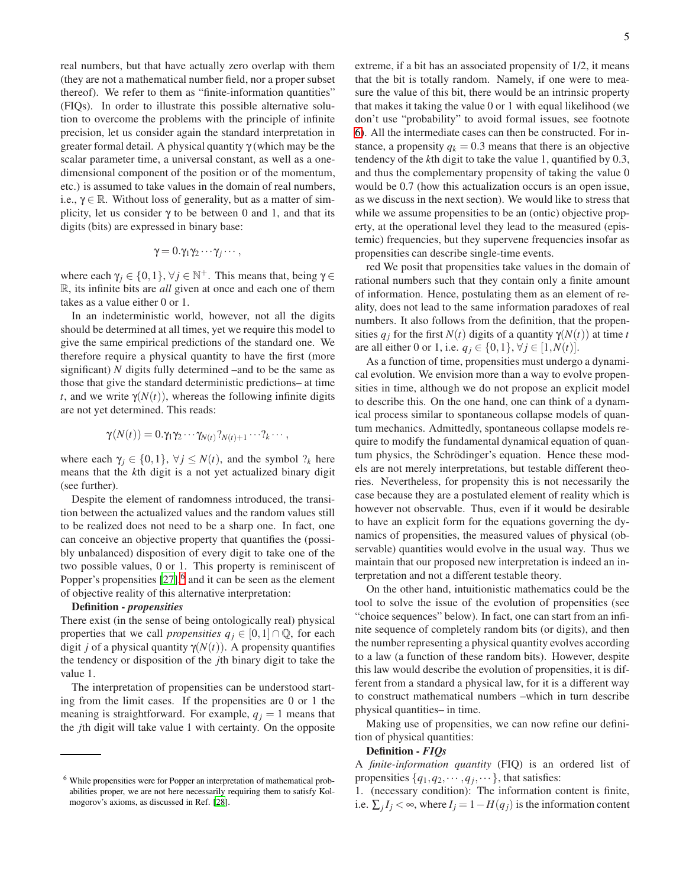real numbers, but that have actually zero overlap with them (they are not a mathematical number field, nor a proper subset thereof). We refer to them as "finite-information quantities" (FIQs). In order to illustrate this possible alternative solution to overcome the problems with the principle of infinite precision, let us consider again the standard interpretation in greater formal detail. A physical quantity $\gamma$ (which may be the scalar parameter time, a universal constant, as well as a one-dimensional component of the position or of the momentum, etc.) is assumed to take values in the domain of real numbers, i.e., $\gamma \in \mathbb{R}$. Without loss of generality, but as a matter of simplicity, let us consider $\gamma$ to be between 0 and 1, and that its digits (bits) are expressed in binary base:

$$\gamma = 0.\gamma_1 \gamma_2 \cdots \gamma_j \cdots ,$$

where each $\gamma_j \in \{0,1\}$, $\forall j \in \mathbb{N}^+$. This means that, being $\gamma \in \mathbb{R}$, its infinite bits are *all* given at once and each one of them takes as a value either 0 or 1.

In an indeterministic world, however, not all the digits should be determined at all times, yet we require this model to give the same empirical predictions of the standard one. We therefore require a physical quantity to have the first (more significant) $N$ digits fully determined –and to be the same as those that give the standard deterministic predictions– at time $t$, and we write $\gamma(N(t))$, whereas the following infinite digits are not yet determined. This reads:

$$\gamma(N(t)) = 0.\gamma_1 \gamma_2 \cdots \gamma_{N(t)} ?_{N(t)+1} \cdots ?_k \cdots ,$$

where each $\gamma_j \in \{0,1\}$, $\forall j \leq N(t)$, and the symbol $?_k$ here means that the $k$th digit is a not yet actualized binary digit (see further).

Despite the element of randomness introduced, the transition between the actualized values and the random values still to be realized does not need to be a sharp one. In fact, one can conceive an objective property that quantifies the (possibly unbalanced) disposition of every digit to take one of the two possible values, 0 or 1. This property is reminiscent of Popper's propensities [27],[6] and it can be seen as the element of objective reality of this alternative interpretation:

**Definition -** ***propensities***
There exist (in the sense of being ontologically real) physical properties that we call *propensities* $q_j \in [0,1] \cap \mathbb{Q}$, for each digit $j$ of a physical quantity $\gamma(N(t))$. A propensity quantifies the tendency or disposition of the $j$th binary digit to take the value 1.

The interpretation of propensities can be understood starting from the limit cases. If the propensities are 0 or 1 the meaning is straightforward. For example, $q_j = 1$ means that the $j$th digit will take value 1 with certainty. On the opposite extreme, if a bit has an associated propensity of 1/2, it means that the bit is totally random. Namely, if one were to measure the value of this bit, there would be an intrinsic property that makes it taking the value 0 or 1 with equal likelihood (we don't use "probability" to avoid formal issues, see footnote 6). All the intermediate cases can then be constructed. For instance, a propensity $q_k = 0.3$ means that there is an objective tendency of the $k$th digit to take the value 1, quantified by 0.3, and thus the complementary propensity of taking the value 0 would be 0.7 (how this actualization occurs is an open issue, as we discuss in the next section). We would like to stress that while we assume propensities to be an (ontic) objective property, at the operational level they lead to the measured (epistemic) frequencies, but they supervene frequencies insofar as propensities can describe single-time events.

red We posit that propensities take values in the domain of rational numbers such that they contain only a finite amount of information. Hence, postulating them as an element of reality, does not lead to the same information paradoxes of real numbers. It also follows from the definition, that the propensities $q_j$ for the first $N(t)$ digits of a quantity $\gamma(N(t))$ at time $t$ are all either 0 or 1, i.e. $q_j \in \{0,1\}$, $\forall j \in [1, N(t)]$.

As a function of time, propensities must undergo a dynamical evolution. We envision more than a way to evolve propensities in time, although we do not propose an explicit model to describe this. On the one hand, one can think of a dynamical process similar to spontaneous collapse models of quantum mechanics. Admittedly, spontaneous collapse models require to modify the fundamental dynamical equation of quantum physics, the Schrödinger's equation. Hence these models are not merely interpretations, but testable different theories. Nevertheless, for propensity this is not necessarily the case because they are a postulated element of reality which is however not observable. Thus, even if it would be desirable to have an explicit form for the equations governing the dynamics of propensities, the measured values of physical (observable) quantities would evolve in the usual way. Thus we maintain that our proposed new interpretation is indeed an interpretation and not a different testable theory.

On the other hand, intuitionistic mathematics could be the tool to solve the issue of the evolution of propensities (see "choice sequences" below). In fact, one can start from an infinite sequence of completely random bits (or digits), and then the number representing a physical quantity evolves according to a law (a function of these random bits). However, despite this law would describe the evolution of propensities, it is different from a standard a physical law, for it is a different way to construct mathematical numbers –which in turn describe physical quantities– in time.

Making use of propensities, we can now refine our definition of physical quantities:

**Definition -** ***FIQs***
A *finite-information quantity* (FIQ) is an ordered list of propensities $\{q_1, q_2, \cdots, q_j, \cdots\}$, that satisfies:
1. (necessary condition): The information content is finite, i.e. $\sum_j I_j < \infty$, where $I_j = 1 - H(q_j)$ is the information content

[6] While propensities were for Popper an interpretation of mathematical probabilities proper, we are not here necessarily requiring them to satisfy Kolmogorov's axioms, as discussed in Ref. [28].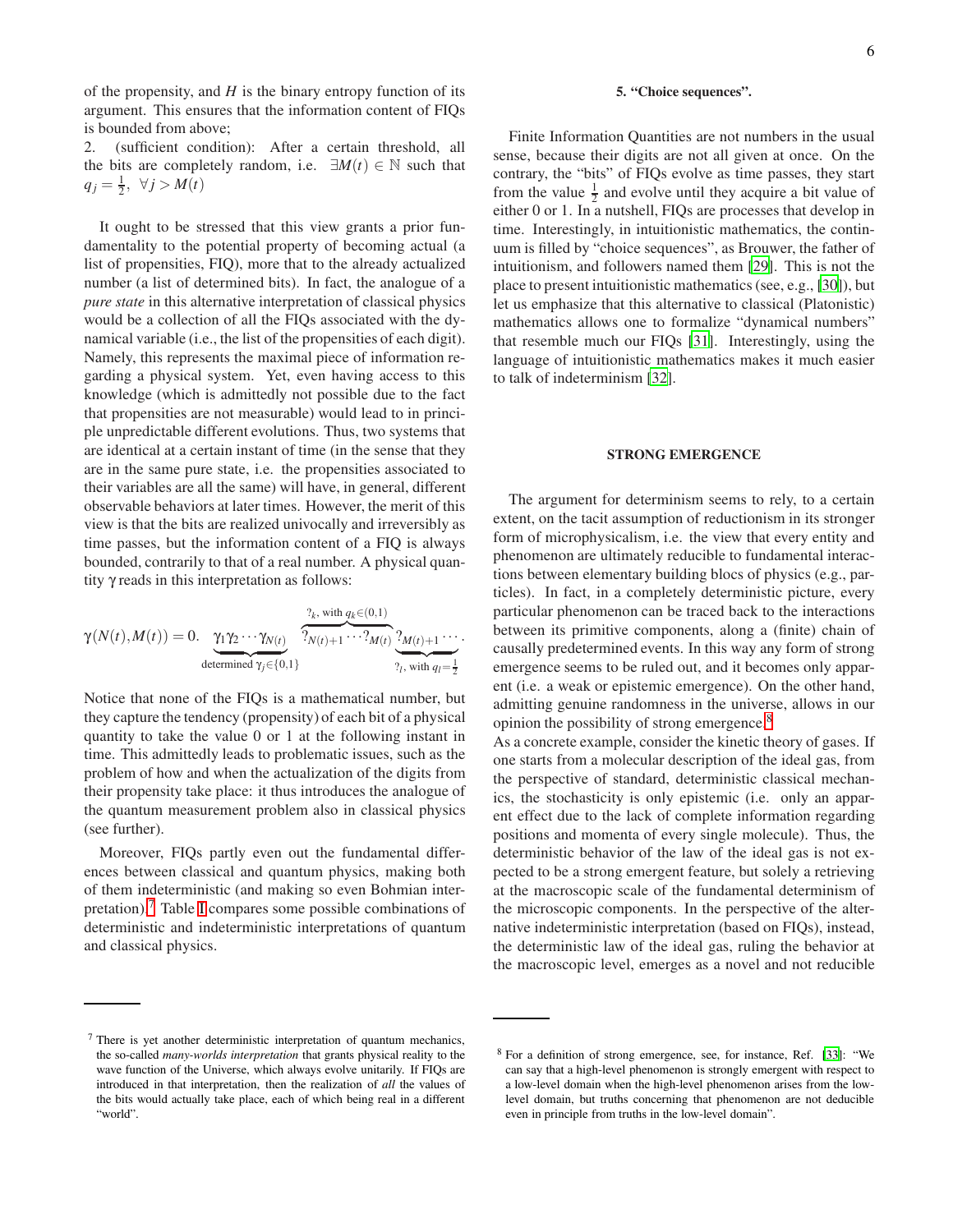of the propensity, and $H$ is the binary entropy function of its argument. This ensures that the information content of FIQs is bounded from above;

2. (sufficient condition): After a certain threshold, all the bits are completely random, i.e. $\exists M(t) \in \mathbb{N}$ such that $q_j = \frac{1}{2}, \ \forall j > M(t)$

It ought to be stressed that this view grants a prior fundamentality to the potential property of becoming actual (a list of propensities, FIQ), more that to the already actualized number (a list of determined bits). In fact, the analogue of a *pure state* in this alternative interpretation of classical physics would be a collection of all the FIQs associated with the dynamical variable (i.e., the list of the propensities of each digit). Namely, this represents the maximal piece of information regarding a physical system. Yet, even having access to this knowledge (which is admittedly not possible due to the fact that propensities are not measurable) would lead to in principle unpredictable different evolutions. Thus, two systems that are identical at a certain instant of time (in the sense that they are in the same pure state, i.e. the propensities associated to their variables are all the same) will have, in general, different observable behaviors at later times. However, the merit of this view is that the bits are realized univocally and irreversibly as time passes, but the information content of a FIQ is always bounded, contrarily to that of a real number. A physical quantity $\gamma$ reads in this interpretation as follows:

$$\gamma(N(t), M(t)) = 0.\underbrace{\gamma_1\gamma_2\cdots\gamma_{N(t)}}_{\text{determined }\gamma_j\in\{0,1\}}\overbrace{?_{N(t)+1}\cdots ?_{M(t)}}^{?_k,\text{ with }q_k\in(0,1)}\underbrace{?_{M(t)+1}\cdots}_{?_l,\text{ with }q_l=\frac{1}{2}}.$$

Notice that none of the FIQs is a mathematical number, but they capture the tendency (propensity) of each bit of a physical quantity to take the value 0 or 1 at the following instant in time. This admittedly leads to problematic issues, such as the problem of how and when the actualization of the digits from their propensity take place: it thus introduces the analogue of the quantum measurement problem also in classical physics (see further).

Moreover, FIQs partly even out the fundamental differences between classical and quantum physics, making both of them indeterministic (and making so even Bohmian interpretation).[7] Table I compares some possible combinations of deterministic and indeterministic interpretations of quantum and classical physics.

[7] There is yet another deterministic interpretation of quantum mechanics, the so-called *many-worlds interpretation* that grants physical reality to the wave function of the Universe, which always evolve unitarily. If FIQs are introduced in that interpretation, then the realization of *all* the values of the bits would actually take place, each of which being real in a different "world".

#### 5. "Choice sequences".

Finite Information Quantities are not numbers in the usual sense, because their digits are not all given at once. On the contrary, the "bits" of FIQs evolve as time passes, they start from the value $\frac{1}{2}$ and evolve until they acquire a bit value of either 0 or 1. In a nutshell, FIQs are processes that develop in time. Interestingly, in intuitionistic mathematics, the continuum is filled by "choice sequences", as Brouwer, the father of intuitionism, and followers named them [29]. This is not the place to present intuitionistic mathematics (see, e.g., [30]), but let us emphasize that this alternative to classical (Platonistic) mathematics allows one to formalize "dynamical numbers" that resemble much our FIQs [31]. Interestingly, using the language of intuitionistic mathematics makes it much easier to talk of indeterminism [32].

## STRONG EMERGENCE

The argument for determinism seems to rely, to a certain extent, on the tacit assumption of reductionism in its stronger form of microphysicalism, i.e. the view that every entity and phenomenon are ultimately reducible to fundamental interactions between elementary building blocs of physics (e.g., particles). In fact, in a completely deterministic picture, every particular phenomenon can be traced back to the interactions between its primitive components, along a (finite) chain of causally predetermined events. In this way any form of strong emergence seems to be ruled out, and it becomes only apparent (i.e. a weak or epistemic emergence). On the other hand, admitting genuine randomness in the universe, allows in our opinion the possibility of strong emergence.[8]

As a concrete example, consider the kinetic theory of gases. If one starts from a molecular description of the ideal gas, from the perspective of standard, deterministic classical mechanics, the stochasticity is only epistemic (i.e. only an apparent effect due to the lack of complete information regarding positions and momenta of every single molecule). Thus, the deterministic behavior of the law of the ideal gas is not expected to be a strong emergent feature, but solely a retrieving at the macroscopic scale of the fundamental determinism of the microscopic components. In the perspective of the alternative indeterministic interpretation (based on FIQs), instead, the deterministic law of the ideal gas, ruling the behavior at the macroscopic level, emerges as a novel and not reducible

[8] For a definition of strong emergence, see, for instance, Ref. [33]: "We can say that a high-level phenomenon is strongly emergent with respect to a low-level domain when the high-level phenomenon arises from the low-level domain, but truths concerning that phenomenon are not deducible even in principle from truths in the low-level domain".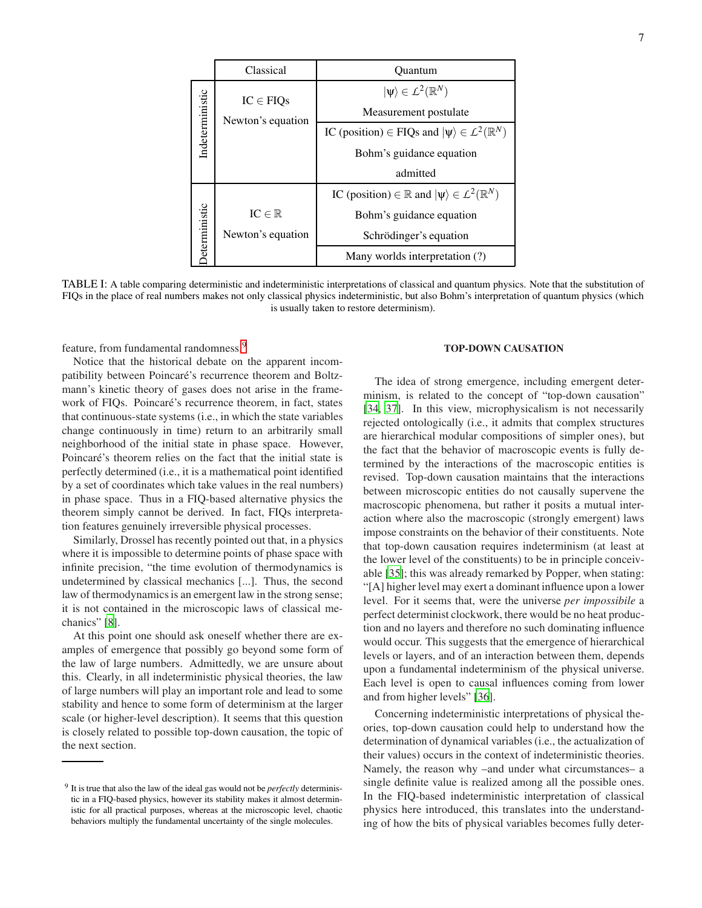| | Classical | Quantum |
|---|---|---|
| Indeterministic | IC $\in$ FIQs<br>Newton's equation | $\|\psi\rangle \in \mathcal{L}^2(\mathbb{R}^N)$<br>Measurement postulate |
| | | IC (position) $\in$ FIQs and $\|\psi\rangle \in \mathcal{L}^2(\mathbb{R}^N)$<br>Bohm's guidance equation<br>admitted |
| Deterministic | IC $\in \mathbb{R}$<br>Newton's equation | IC (position) $\in \mathbb{R}$ and $\|\psi\rangle \in \mathcal{L}^2(\mathbb{R}^N)$<br>Bohm's guidance equation<br>Schrödinger's equation |
| | | Many worlds interpretation (?) |

TABLE I: A table comparing deterministic and indeterministic interpretations of classical and quantum physics. Note that the substitution of FIQs in the place of real numbers makes not only classical physics indeterministic, but also Bohm's interpretation of quantum physics (which is usually taken to restore determinism).

feature, from fundamental randomness.[9]

Notice that the historical debate on the apparent incompatibility between Poincaré's recurrence theorem and Boltzmann's kinetic theory of gases does not arise in the framework of FIQs. Poincaré's recurrence theorem, in fact, states that continuous-state systems (i.e., in which the state variables change continuously in time) return to an arbitrarily small neighborhood of the initial state in phase space. However, Poincaré's theorem relies on the fact that the initial state is perfectly determined (i.e., it is a mathematical point identified by a set of coordinates which take values in the real numbers) in phase space. Thus in a FIQ-based alternative physics the theorem simply cannot be derived. In fact, FIQs interpretation features genuinely irreversible physical processes.

Similarly, Drossel has recently pointed out that, in a physics where it is impossible to determine points of phase space with infinite precision, "the time evolution of thermodynamics is undetermined by classical mechanics [...]. Thus, the second law of thermodynamics is an emergent law in the strong sense; it is not contained in the microscopic laws of classical mechanics" [8].

At this point one should ask oneself whether there are examples of emergence that possibly go beyond some form of the law of large numbers. Admittedly, we are unsure about this. Clearly, in all indeterministic physical theories, the law of large numbers will play an important role and lead to some stability and hence to some form of determinism at the larger scale (or higher-level description). It seems that this question is closely related to possible top-down causation, the topic of the next section.

[9] It is true that also the law of the ideal gas would not be *perfectly* deterministic in a FIQ-based physics, however its stability makes it almost deterministic for all practical purposes, whereas at the microscopic level, chaotic behaviors multiply the fundamental uncertainty of the single molecules.

## TOP-DOWN CAUSATION

The idea of strong emergence, including emergent determinism, is related to the concept of "top-down causation" [34, 37]. In this view, microphysicalism is not necessarily rejected ontologically (i.e., it admits that complex structures are hierarchical modular compositions of simpler ones), but the fact that the behavior of macroscopic events is fully determined by the interactions of the macroscopic entities is revised. Top-down causation maintains that the interactions between microscopic entities do not causally supervene the macroscopic phenomena, but rather it posits a mutual interaction where also the macroscopic (strongly emergent) laws impose constraints on the behavior of their constituents. Note that top-down causation requires indeterminism (at least at the lower level of the constituents) to be in principle conceivable [35]; this was already remarked by Popper, when stating: "[A] higher level may exert a dominant influence upon a lower level. For it seems that, were the universe *per impossibile* a perfect determinist clockwork, there would be no heat production and no layers and therefore no such dominating influence would occur. This suggests that the emergence of hierarchical levels or layers, and of an interaction between them, depends upon a fundamental indeterminism of the physical universe. Each level is open to causal influences coming from lower and from higher levels" [36].

Concerning indeterministic interpretations of physical theories, top-down causation could help to understand how the determination of dynamical variables (i.e., the actualization of their values) occurs in the context of indeterministic theories. Namely, the reason why –and under what circumstances– a single definite value is realized among all the possible ones. In the FIQ-based indeterministic interpretation of classical physics here introduced, this translates into the understanding of how the bits of physical variables becomes fully deter-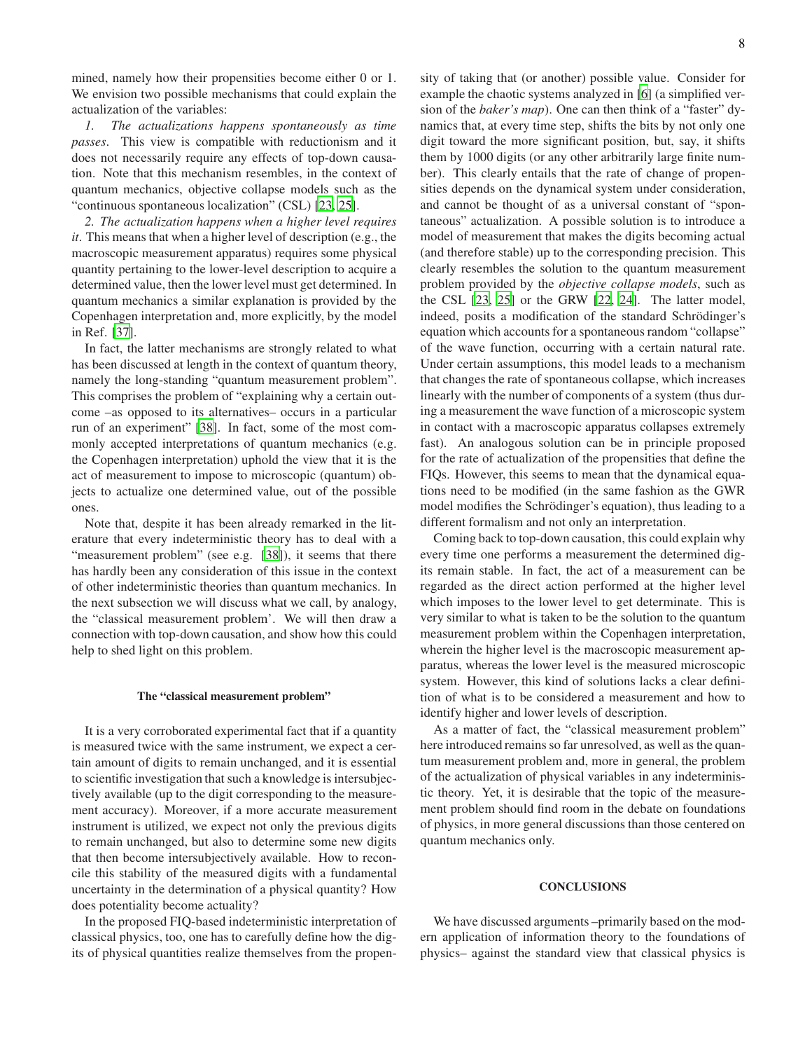mined, namely how their propensities become either 0 or 1. We envision two possible mechanisms that could explain the actualization of the variables:

*1. The actualizations happens spontaneously as time passes*. This view is compatible with reductionism and it does not necessarily require any effects of top-down causation. Note that this mechanism resembles, in the context of quantum mechanics, objective collapse models such as the "continuous spontaneous localization" (CSL) [23, 25].

*2. The actualization happens when a higher level requires it*. This means that when a higher level of description (e.g., the macroscopic measurement apparatus) requires some physical quantity pertaining to the lower-level description to acquire a determined value, then the lower level must get determined. In quantum mechanics a similar explanation is provided by the Copenhagen interpretation and, more explicitly, by the model in Ref. [37].

In fact, the latter mechanisms are strongly related to what has been discussed at length in the context of quantum theory, namely the long-standing "quantum measurement problem". This comprises the problem of "explaining why a certain outcome –as opposed to its alternatives– occurs in a particular run of an experiment" [38]. In fact, some of the most commonly accepted interpretations of quantum mechanics (e.g. the Copenhagen interpretation) uphold the view that it is the act of measurement to impose to microscopic (quantum) objects to actualize one determined value, out of the possible ones.

Note that, despite it has been already remarked in the literature that every indeterministic theory has to deal with a "measurement problem" (see e.g. [38]), it seems that there has hardly been any consideration of this issue in the context of other indeterministic theories than quantum mechanics. In the next subsection we will discuss what we call, by analogy, the "classical measurement problem'. We will then draw a connection with top-down causation, and show how this could help to shed light on this problem.

### The "classical measurement problem"

It is a very corroborated experimental fact that if a quantity is measured twice with the same instrument, we expect a certain amount of digits to remain unchanged, and it is essential to scientific investigation that such a knowledge is intersubjectively available (up to the digit corresponding to the measurement accuracy). Moreover, if a more accurate measurement instrument is utilized, we expect not only the previous digits to remain unchanged, but also to determine some new digits that then become intersubjectively available. How to reconcile this stability of the measured digits with a fundamental uncertainty in the determination of a physical quantity? How does potentiality become actuality?

In the proposed FIQ-based indeterministic interpretation of classical physics, too, one has to carefully define how the digits of physical quantities realize themselves from the propensity of taking that (or another) possible value. Consider for example the chaotic systems analyzed in [6] (a simplified version of the *baker's map*). One can then think of a "faster" dynamics that, at every time step, shifts the bits by not only one digit toward the more significant position, but, say, it shifts them by 1000 digits (or any other arbitrarily large finite number). This clearly entails that the rate of change of propensities depends on the dynamical system under consideration, and cannot be thought of as a universal constant of "spontaneous" actualization. A possible solution is to introduce a model of measurement that makes the digits becoming actual (and therefore stable) up to the corresponding precision. This clearly resembles the solution to the quantum measurement problem provided by the *objective collapse models*, such as the CSL [23, 25] or the GRW [22, 24]. The latter model, indeed, posits a modification of the standard Schrödinger's equation which accounts for a spontaneous random "collapse" of the wave function, occurring with a certain natural rate. Under certain assumptions, this model leads to a mechanism that changes the rate of spontaneous collapse, which increases linearly with the number of components of a system (thus during a measurement the wave function of a microscopic system in contact with a macroscopic apparatus collapses extremely fast). An analogous solution can be in principle proposed for the rate of actualization of the propensities that define the FIQs. However, this seems to mean that the dynamical equations need to be modified (in the same fashion as the GWR model modifies the Schrödinger's equation), thus leading to a different formalism and not only an interpretation.

Coming back to top-down causation, this could explain why every time one performs a measurement the determined digits remain stable. In fact, the act of a measurement can be regarded as the direct action performed at the higher level which imposes to the lower level to get determinate. This is very similar to what is taken to be the solution to the quantum measurement problem within the Copenhagen interpretation, wherein the higher level is the macroscopic measurement apparatus, whereas the lower level is the measured microscopic system. However, this kind of solutions lacks a clear definition of what is to be considered a measurement and how to identify higher and lower levels of description.

As a matter of fact, the "classical measurement problem" here introduced remains so far unresolved, as well as the quantum measurement problem and, more in general, the problem of the actualization of physical variables in any indeterministic theory. Yet, it is desirable that the topic of the measurement problem should find room in the debate on foundations of physics, in more general discussions than those centered on quantum mechanics only.

## CONCLUSIONS

We have discussed arguments –primarily based on the modern application of information theory to the foundations of physics– against the standard view that classical physics is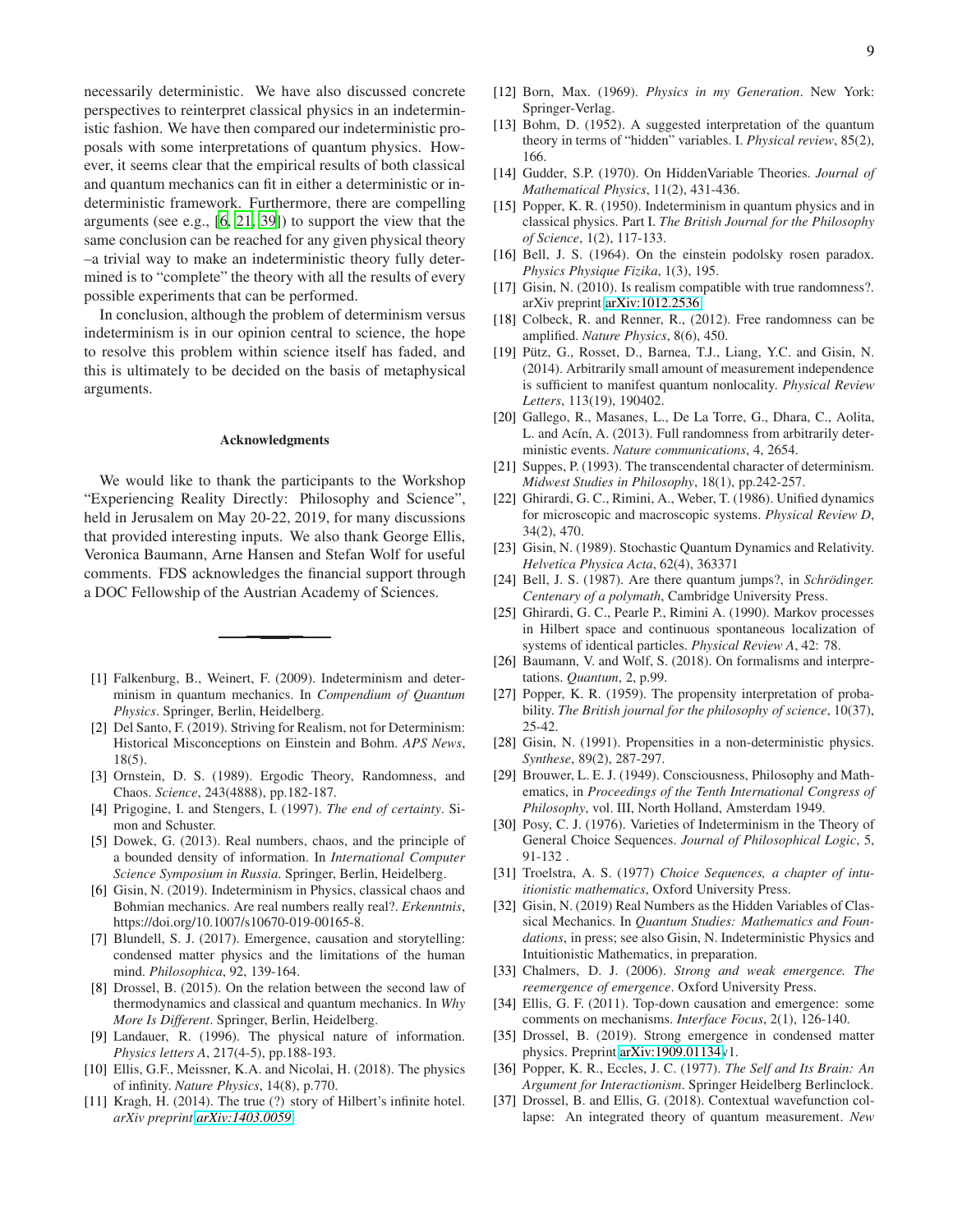necessarily deterministic. We have also discussed concrete perspectives to reinterpret classical physics in an indeterministic fashion. We have then compared our indeterministic proposals with some interpretations of quantum physics. However, it seems clear that the empirical results of both classical and quantum mechanics can fit in either a deterministic or indeterministic framework. Furthermore, there are compelling arguments (see e.g., [6, 21, 39]) to support the view that the same conclusion can be reached for any given physical theory –a trivial way to make an indeterministic theory fully determined is to "complete" the theory with all the results of every possible experiments that can be performed.

In conclusion, although the problem of determinism versus indeterminism is in our opinion central to science, the hope to resolve this problem within science itself has faded, and this is ultimately to be decided on the basis of metaphysical arguments.

### Acknowledgments

We would like to thank the participants to the Workshop "Experiencing Reality Directly: Philosophy and Science", held in Jerusalem on May 20-22, 2019, for many discussions that provided interesting inputs. We also thank George Ellis, Veronica Baumann, Arne Hansen and Stefan Wolf for useful comments. FDS acknowledges the financial support through a DOC Fellowship of the Austrian Academy of Sciences.

---

[1] Falkenburg, B., Weinert, F. (2009). Indeterminism and determinism in quantum mechanics. In *Compendium of Quantum Physics*. Springer, Berlin, Heidelberg.

[2] Del Santo, F. (2019). Striving for Realism, not for Determinism: Historical Misconceptions on Einstein and Bohm. *APS News*, 18(5).

[3] Ornstein, D. S. (1989). Ergodic Theory, Randomness, and Chaos. *Science*, 243(4888), pp.182-187.

[4] Prigogine, I. and Stengers, I. (1997). *The end of certainty*. Simon and Schuster.

[5] Dowek, G. (2013). Real numbers, chaos, and the principle of a bounded density of information. In *International Computer Science Symposium in Russia*. Springer, Berlin, Heidelberg.

[6] Gisin, N. (2019). Indeterminism in Physics, classical chaos and Bohmian mechanics. Are real numbers really real?. *Erkenntnis*, https://doi.org/10.1007/s10670-019-00165-8.

[7] Blundell, S. J. (2017). Emergence, causation and storytelling: condensed matter physics and the limitations of the human mind. *Philosophica*, 92, 139-164.

[8] Drossel, B. (2015). On the relation between the second law of thermodynamics and classical and quantum mechanics. In *Why More Is Different*. Springer, Berlin, Heidelberg.

[9] Landauer, R. (1996). The physical nature of information. *Physics letters A*, 217(4-5), pp.188-193.

[10] Ellis, G.F., Meissner, K.A. and Nicolai, H. (2018). The physics of infinity. *Nature Physics*, 14(8), p.770.

[11] Kragh, H. (2014). The true (?) story of Hilbert's infinite hotel. *arXiv preprint arXiv:1403.0059*.

[12] Born, Max. (1969). *Physics in my Generation*. New York: Springer-Verlag.

[13] Bohm, D. (1952). A suggested interpretation of the quantum theory in terms of "hidden" variables. I. *Physical review*, 85(2), 166.

[14] Gudder, S.P. (1970). On HiddenVariable Theories. *Journal of Mathematical Physics*, 11(2), 431-436.

[15] Popper, K. R. (1950). Indeterminism in quantum physics and in classical physics. Part I. *The British Journal for the Philosophy of Science*, 1(2), 117-133.

[16] Bell, J. S. (1964). On the einstein podolsky rosen paradox. *Physics Physique Fizika*, 1(3), 195.

[17] Gisin, N. (2010). Is realism compatible with true randomness?. arXiv preprint arXiv:1012.2536.

[18] Colbeck, R. and Renner, R., (2012). Free randomness can be amplified. *Nature Physics*, 8(6), 450.

[19] Pütz, G., Rosset, D., Barnea, T.J., Liang, Y.C. and Gisin, N. (2014). Arbitrarily small amount of measurement independence is sufficient to manifest quantum nonlocality. *Physical Review Letters*, 113(19), 190402.

[20] Gallego, R., Masanes, L., De La Torre, G., Dhara, C., Aolita, L. and Acín, A. (2013). Full randomness from arbitrarily deterministic events. *Nature communications*, 4, 2654.

[21] Suppes, P. (1993). The transcendental character of determinism. *Midwest Studies in Philosophy*, 18(1), pp.242-257.

[22] Ghirardi, G. C., Rimini, A., Weber, T. (1986). Unified dynamics for microscopic and macroscopic systems. *Physical Review D*, 34(2), 470.

[23] Gisin, N. (1989). Stochastic Quantum Dynamics and Relativity. *Helvetica Physica Acta*, 62(4), 363371

[24] Bell, J. S. (1987). Are there quantum jumps?, in *Schrödinger. Centenary of a polymath*, Cambridge University Press.

[25] Ghirardi, G. C., Pearle P., Rimini A. (1990). Markov processes in Hilbert space and continuous spontaneous localization of systems of identical particles. *Physical Review A*, 42: 78.

[26] Baumann, V. and Wolf, S. (2018). On formalisms and interpretations. *Quantum*, 2, p.99.

[27] Popper, K. R. (1959). The propensity interpretation of probability. *The British journal for the philosophy of science*, 10(37), 25-42.

[28] Gisin, N. (1991). Propensities in a non-deterministic physics. *Synthese*, 89(2), 287-297.

[29] Brouwer, L. E. J. (1949). Consciousness, Philosophy and Mathematics, in *Proceedings of the Tenth International Congress of Philosophy*, vol. III, North Holland, Amsterdam 1949.

[30] Posy, C. J. (1976). Varieties of Indeterminism in the Theory of General Choice Sequences. *Journal of Philosophical Logic*, 5, 91-132 .

[31] Troelstra, A. S. (1977) *Choice Sequences, a chapter of intuitionistic mathematics*, Oxford University Press.

[32] Gisin, N. (2019) Real Numbers as the Hidden Variables of Classical Mechanics. In *Quantum Studies: Mathematics and Foundations*, in press; see also Gisin, N. Indeterministic Physics and Intuitionistic Mathematics, in preparation.

[33] Chalmers, D. J. (2006). *Strong and weak emergence. The reemergence of emergence*. Oxford University Press.

[34] Ellis, G. F. (2011). Top-down causation and emergence: some comments on mechanisms. *Interface Focus*, 2(1), 126-140.

[35] Drossel, B. (2019). Strong emergence in condensed matter physics. Preprint arXiv:1909.01134v1.

[36] Popper, K. R., Eccles, J. C. (1977). *The Self and Its Brain: An Argument for Interactionism*. Springer Heidelberg Berlinclock.

[37] Drossel, B. and Ellis, G. (2018). Contextual wavefunction collapse: An integrated theory of quantum measurement. *New*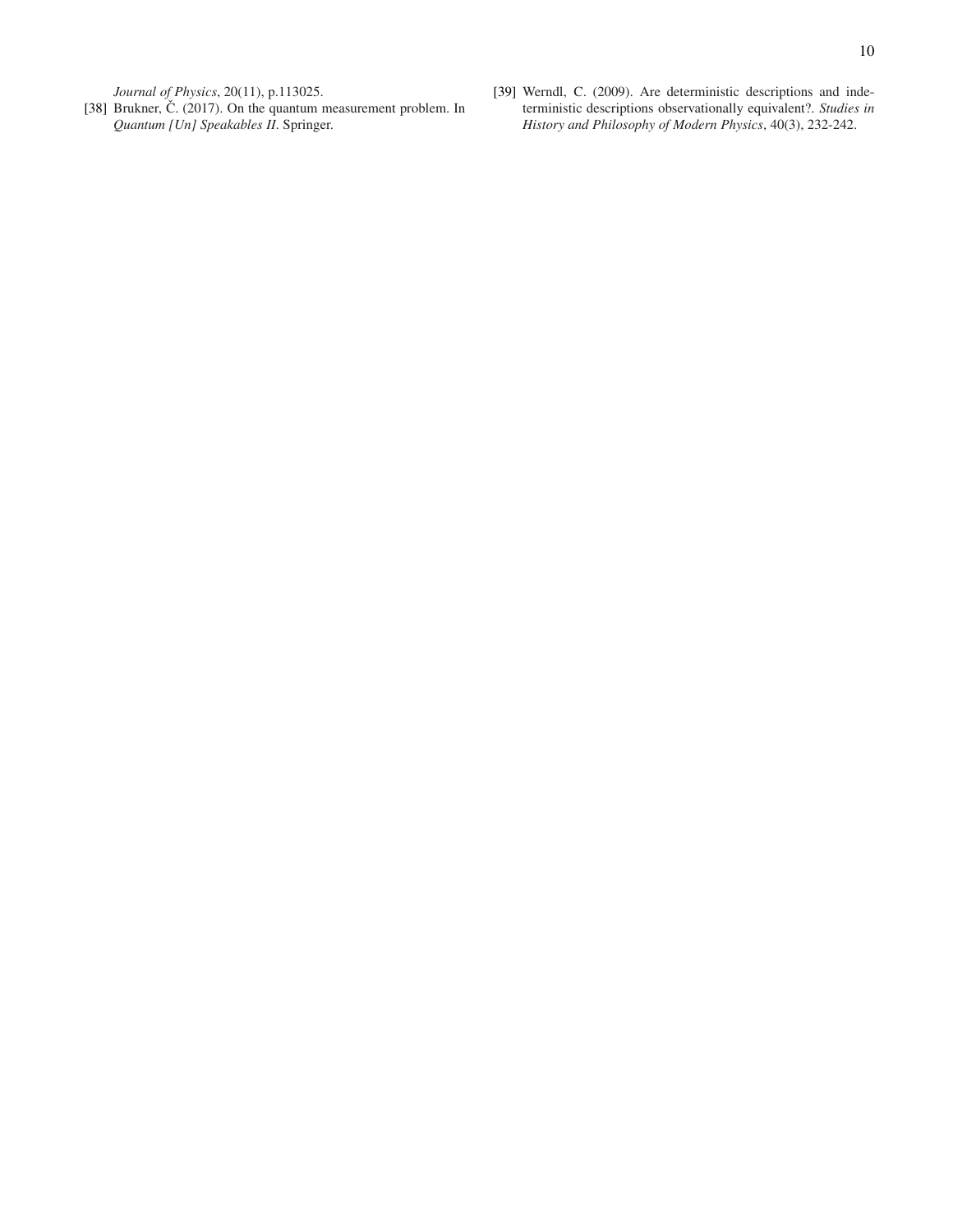*Journal of Physics*, 20(11), p.113025.

[38] Brukner, Č. (2017). On the quantum measurement problem. In *Quantum [Un] Speakables II*. Springer.

[39] Werndl, C. (2009). Are deterministic descriptions and indeterministic descriptions observationally equivalent?. *Studies in History and Philosophy of Modern Physics*, 40(3), 232-242.